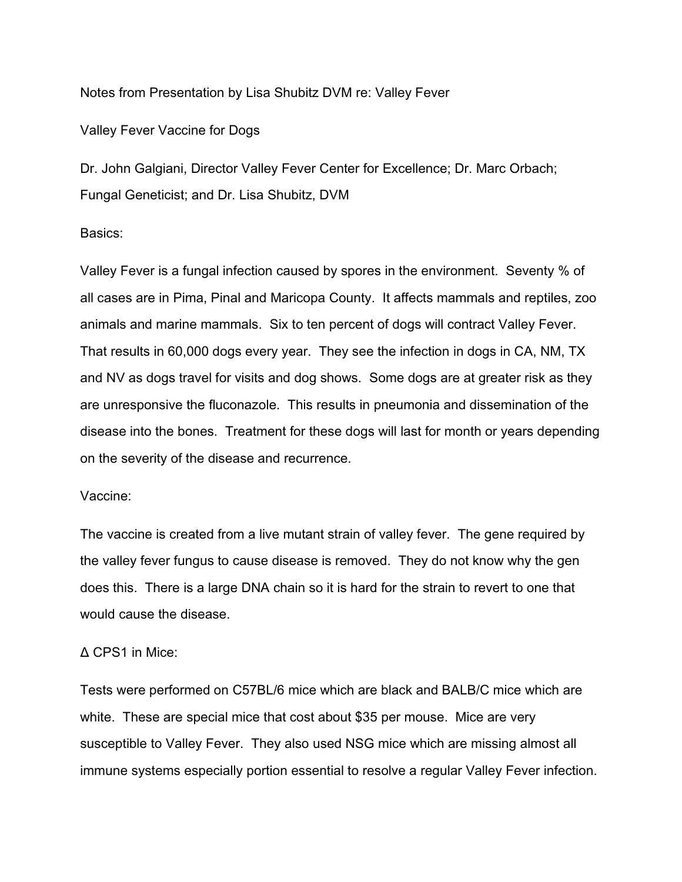Notes from Presentation by Lisa Shubitz DVM re: Valley Fever

Valley Fever Vaccine for Dogs

Dr. John Galgiani, Director Valley Fever Center for Excellence; Dr. Marc Orbach; Fungal Geneticist; and Dr. Lisa Shubitz, DVM

Basics:

Valley Fever is a fungal infection caused by spores in the environment. Seventy % of all cases are in Pima, Pinal and Maricopa County. It affects mammals and reptiles, zoo animals and marine mammals. Six to ten percent of dogs will contract Valley Fever. That results in 60,000 dogs every year. They see the infection in dogs in CA, NM, TX and NV as dogs travel for visits and dog shows. Some dogs are at greater risk as they are unresponsive the fluconazole. This results in pneumonia and dissemination of the disease into the bones. Treatment for these dogs will last for month or years depending on the severity of the disease and recurrence.

Vaccine:

The vaccine is created from a live mutant strain of valley fever. The gene required by the valley fever fungus to cause disease is removed. They do not know why the gen does this. There is a large DNA chain so it is hard for the strain to revert to one that would cause the disease.

Δ CPS1 in Mice:

Tests were performed on C57BL/6 mice which are black and BALB/C mice which are white. These are special mice that cost about $35 per mouse. Mice are very susceptible to Valley Fever. They also used NSG mice which are missing almost all immune systems especially portion essential to resolve a regular Valley Fever infection.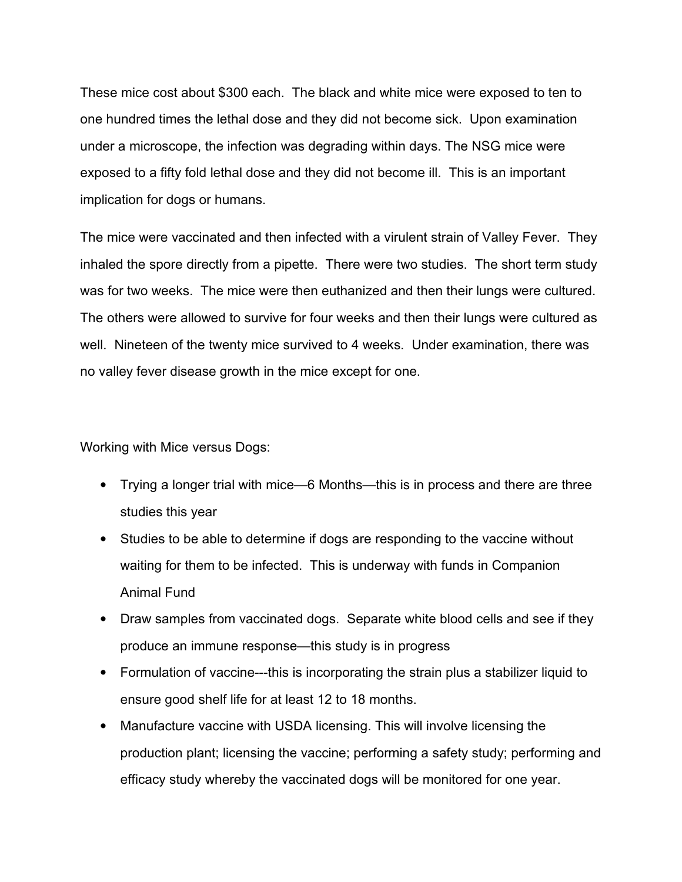These mice cost about $300 each. The black and white mice were exposed to ten to one hundred times the lethal dose and they did not become sick. Upon examination under a microscope, the infection was degrading within days. The NSG mice were exposed to a fifty fold lethal dose and they did not become ill. This is an important implication for dogs or humans.

The mice were vaccinated and then infected with a virulent strain of Valley Fever. They inhaled the spore directly from a pipette. There were two studies. The short term study was for two weeks. The mice were then euthanized and then their lungs were cultured. The others were allowed to survive for four weeks and then their lungs were cultured as well. Nineteen of the twenty mice survived to 4 weeks. Under examination, there was no valley fever disease growth in the mice except for one.

Working with Mice versus Dogs:

- Trying a longer trial with mice—6 Months—this is in process and there are three studies this year
- Studies to be able to determine if dogs are responding to the vaccine without waiting for them to be infected. This is underway with funds in Companion Animal Fund
- Draw samples from vaccinated dogs. Separate white blood cells and see if they produce an immune response—this study is in progress
- Formulation of vaccine---this is incorporating the strain plus a stabilizer liquid to ensure good shelf life for at least 12 to 18 months.
- Manufacture vaccine with USDA licensing. This will involve licensing the production plant; licensing the vaccine; performing a safety study; performing and efficacy study whereby the vaccinated dogs will be monitored for one year.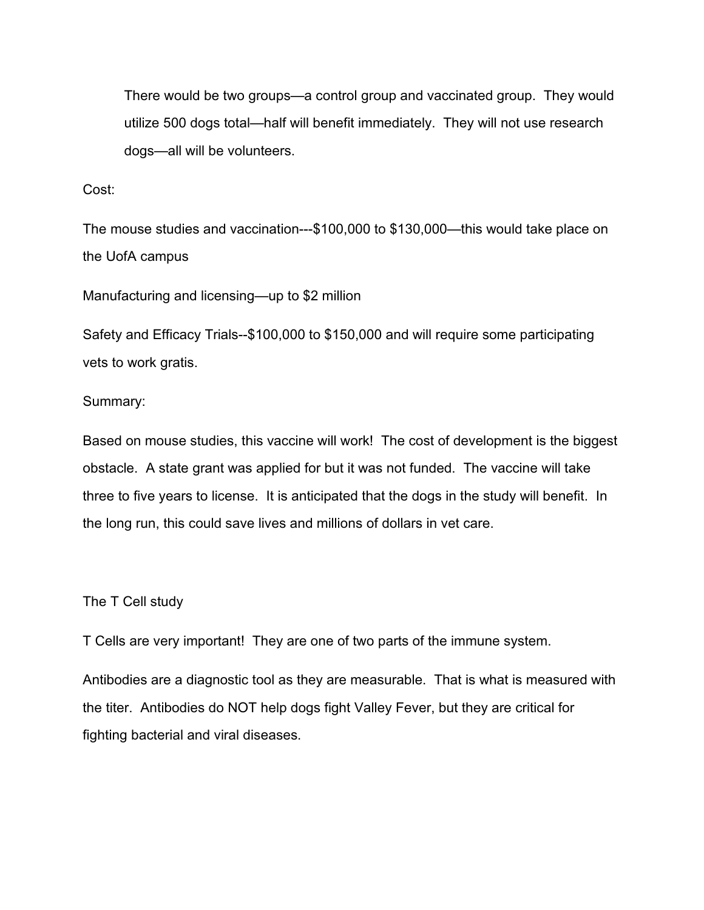There would be two groups—a control group and vaccinated group. They would utilize 500 dogs total—half will benefit immediately. They will not use research dogs—all will be volunteers.

Cost:

The mouse studies and vaccination---$100,000 to $130,000—this would take place on the UofA campus

Manufacturing and licensing—up to $2 million

Safety and Efficacy Trials--$100,000 to $150,000 and will require some participating vets to work gratis.

Summary:

Based on mouse studies, this vaccine will work! The cost of development is the biggest obstacle. A state grant was applied for but it was not funded. The vaccine will take three to five years to license. It is anticipated that the dogs in the study will benefit. In the long run, this could save lives and millions of dollars in vet care.

The T Cell study

T Cells are very important! They are one of two parts of the immune system.

Antibodies are a diagnostic tool as they are measurable. That is what is measured with the titer. Antibodies do NOT help dogs fight Valley Fever, but they are critical for fighting bacterial and viral diseases.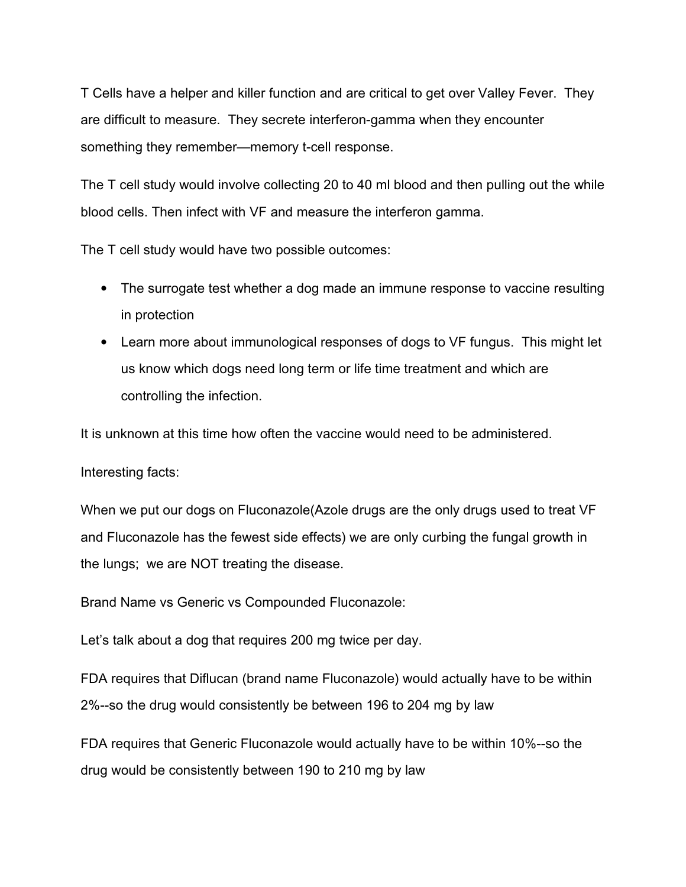T Cells have a helper and killer function and are critical to get over Valley Fever. They are difficult to measure. They secrete interferon-gamma when they encounter something they remember—memory t-cell response.

The T cell study would involve collecting 20 to 40 ml blood and then pulling out the while blood cells. Then infect with VF and measure the interferon gamma.

The T cell study would have two possible outcomes:

- The surrogate test whether a dog made an immune response to vaccine resulting in protection
- Learn more about immunological responses of dogs to VF fungus. This might let us know which dogs need long term or life time treatment and which are controlling the infection.

It is unknown at this time how often the vaccine would need to be administered.

Interesting facts:

When we put our dogs on Fluconazole(Azole drugs are the only drugs used to treat VF and Fluconazole has the fewest side effects) we are only curbing the fungal growth in the lungs; we are NOT treating the disease.

Brand Name vs Generic vs Compounded Fluconazole:

Let's talk about a dog that requires 200 mg twice per day.

FDA requires that Diflucan (brand name Fluconazole) would actually have to be within 2%--so the drug would consistently be between 196 to 204 mg by law

FDA requires that Generic Fluconazole would actually have to be within 10%--so the drug would be consistently between 190 to 210 mg by law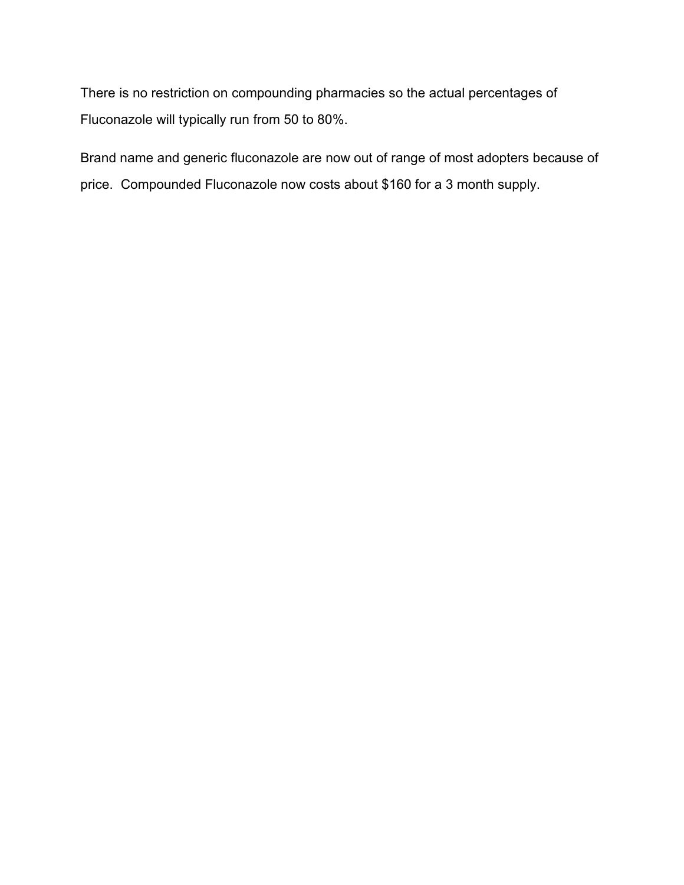There is no restriction on compounding pharmacies so the actual percentages of Fluconazole will typically run from 50 to 80%.

Brand name and generic fluconazole are now out of range of most adopters because of price.  Compounded Fluconazole now costs about $160 for a 3 month supply.